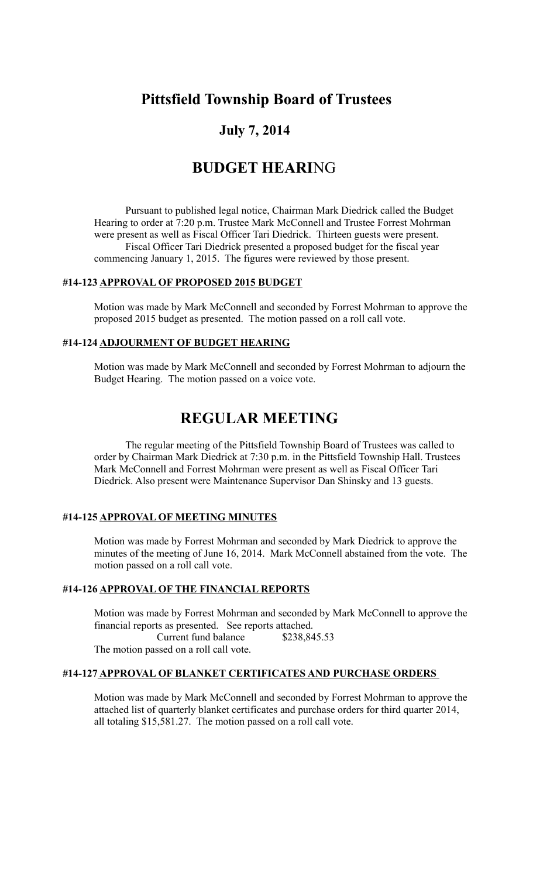# Pittsfield Township Board of Trustees

## July 7, 2014

# BUDGET HEARING

Pursuant to published legal notice, Chairman Mark Diedrick called the Budget Hearing to order at 7:20 p.m. Trustee Mark McConnell and Trustee Forrest Mohrman were present as well as Fiscal Officer Tari Diedrick. Thirteen guests were present.

Fiscal Officer Tari Diedrick presented a proposed budget for the fiscal year commencing January 1, 2015. The figures were reviewed by those present.

#### #14-123 APPROVAL OF PROPOSED 2015 BUDGET

Motion was made by Mark McConnell and seconded by Forrest Mohrman to approve the proposed 2015 budget as presented. The motion passed on a roll call vote.

#### #14-124 ADJOURMENT OF BUDGET HEARING

Motion was made by Mark McConnell and seconded by Forrest Mohrman to adjourn the Budget Hearing. The motion passed on a voice vote.

# REGULAR MEETING

The regular meeting of the Pittsfield Township Board of Trustees was called to order by Chairman Mark Diedrick at 7:30 p.m. in the Pittsfield Township Hall. Trustees Mark McConnell and Forrest Mohrman were present as well as Fiscal Officer Tari Diedrick. Also present were Maintenance Supervisor Dan Shinsky and 13 guests.

#### #14-125 APPROVAL OF MEETING MINUTES

Motion was made by Forrest Mohrman and seconded by Mark Diedrick to approve the minutes of the meeting of June 16, 2014. Mark McConnell abstained from the vote. The motion passed on a roll call vote.

#### #14-126 APPROVAL OF THE FINANCIAL REPORTS

Motion was made by Forrest Mohrman and seconded by Mark McConnell to approve the financial reports as presented. See reports attached.

Current fund balance $238,845.53

The motion passed on a roll call vote.

#### #14-127 APPROVAL OF BLANKET CERTIFICATES AND PURCHASE ORDERS

Motion was made by Mark McConnell and seconded by Forrest Mohrman to approve the attached list of quarterly blanket certificates and purchase orders for third quarter 2014, all totaling $15,581.27. The motion passed on a roll call vote.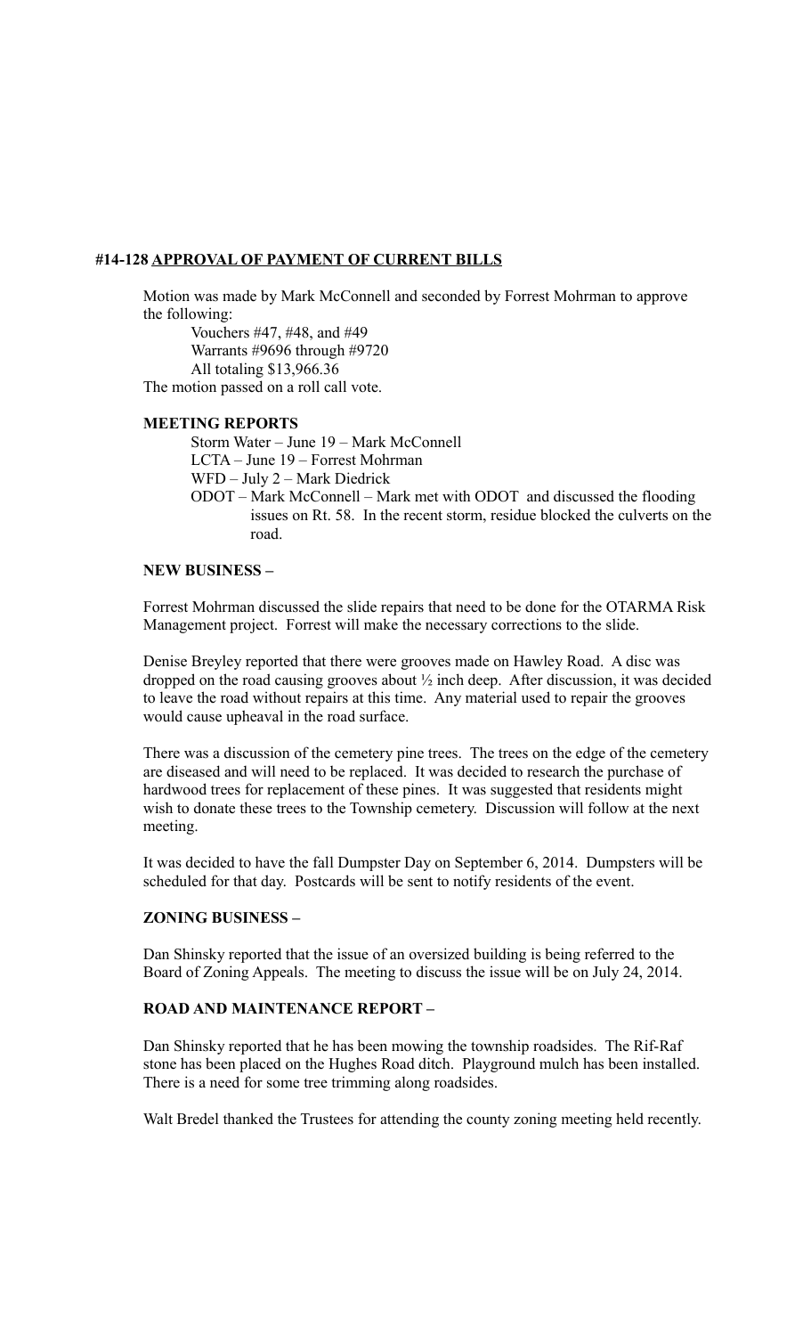**#14-128 <u>APPROVAL OF PAYMENT OF CURRENT BILLS</u>**

Motion was made by Mark McConnell and seconded by Forrest Mohrman to approve the following:

Vouchers #47, #48, and #49
Warrants #9696 through #9720
All totaling $13,966.36

The motion passed on a roll call vote.

**MEETING REPORTS**

Storm Water – June 19 – Mark McConnell
LCTA – June 19 – Forrest Mohrman
WFD – July 2 – Mark Diedrick
ODOT – Mark McConnell – Mark met with ODOT and discussed the flooding issues on Rt. 58. In the recent storm, residue blocked the culverts on the road.

**NEW BUSINESS –**

Forrest Mohrman discussed the slide repairs that need to be done for the OTARMA Risk Management project. Forrest will make the necessary corrections to the slide.

Denise Breyley reported that there were grooves made on Hawley Road. A disc was dropped on the road causing grooves about ½ inch deep. After discussion, it was decided to leave the road without repairs at this time. Any material used to repair the grooves would cause upheaval in the road surface.

There was a discussion of the cemetery pine trees. The trees on the edge of the cemetery are diseased and will need to be replaced. It was decided to research the purchase of hardwood trees for replacement of these pines. It was suggested that residents might wish to donate these trees to the Township cemetery. Discussion will follow at the next meeting.

It was decided to have the fall Dumpster Day on September 6, 2014. Dumpsters will be scheduled for that day. Postcards will be sent to notify residents of the event.

**ZONING BUSINESS –**

Dan Shinsky reported that the issue of an oversized building is being referred to the Board of Zoning Appeals. The meeting to discuss the issue will be on July 24, 2014.

**ROAD AND MAINTENANCE REPORT –**

Dan Shinsky reported that he has been mowing the township roadsides. The Rif-Raf stone has been placed on the Hughes Road ditch. Playground mulch has been installed. There is a need for some tree trimming along roadsides.

Walt Bredel thanked the Trustees for attending the county zoning meeting held recently.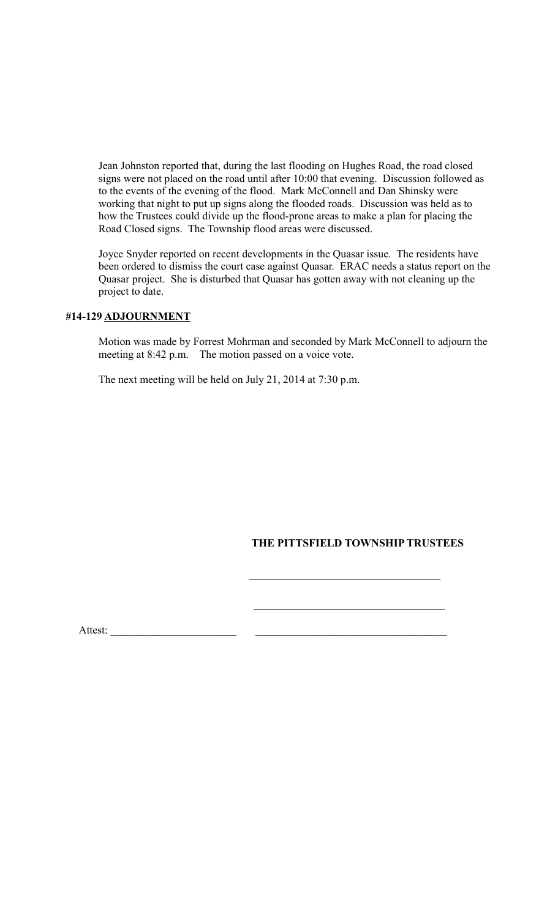Jean Johnston reported that, during the last flooding on Hughes Road, the road closed signs were not placed on the road until after 10:00 that evening. Discussion followed as to the events of the evening of the flood. Mark McConnell and Dan Shinsky were working that night to put up signs along the flooded roads. Discussion was held as to how the Trustees could divide up the flood-prone areas to make a plan for placing the Road Closed signs. The Township flood areas were discussed.

Joyce Snyder reported on recent developments in the Quasar issue. The residents have been ordered to dismiss the court case against Quasar. ERAC needs a status report on the Quasar project. She is disturbed that Quasar has gotten away with not cleaning up the project to date.

**#14-129 ADJOURNMENT**

Motion was made by Forrest Mohrman and seconded by Mark McConnell to adjourn the meeting at 8:42 p.m. The motion passed on a voice vote.

The next meeting will be held on July 21, 2014 at 7:30 p.m.

**THE PITTSFIELD TOWNSHIP TRUSTEES**

\_\_\_\_\_\_\_\_\_\_\_\_\_\_\_\_\_\_\_\_\_\_\_\_\_\_\_\_\_\_\_\_\_\_

\_\_\_\_\_\_\_\_\_\_\_\_\_\_\_\_\_\_\_\_\_\_\_\_\_\_\_\_\_\_\_\_\_\_

Attest: \_\_\_\_\_\_\_\_\_\_\_\_\_\_\_\_\_\_\_\_\_\_\_ \_\_\_\_\_\_\_\_\_\_\_\_\_\_\_\_\_\_\_\_\_\_\_\_\_\_\_\_\_\_\_\_\_\_